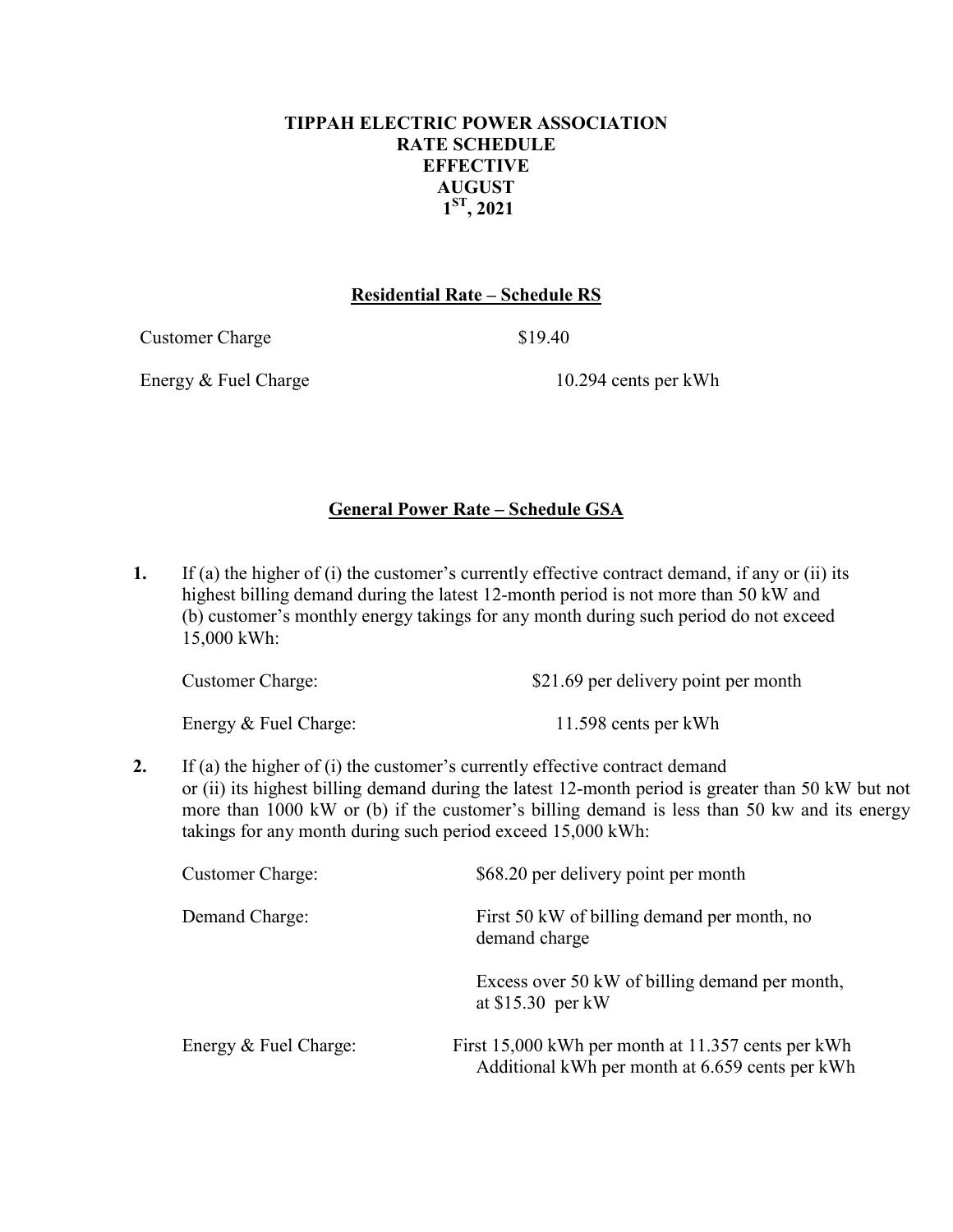# TIPPAH ELECTRIC POWER ASSOCIATION
# RATE SCHEDULE
# EFFECTIVE
# AUGUST
# 1[ST], 2021

## Residential Rate – Schedule RS

| | |
|---|---|
| Customer Charge | \$19.40 |
| Energy & Fuel Charge | 10.294 cents per kWh |

## General Power Rate – Schedule GSA

**1.** If (a) the higher of (i) the customer's currently effective contract demand, if any or (ii) its highest billing demand during the latest 12-month period is not more than 50 kW and (b) customer's monthly energy takings for any month during such period do not exceed 15,000 kWh:

| | |
|---|---|
| Customer Charge: | \$21.69 per delivery point per month |
| Energy & Fuel Charge: | 11.598 cents per kWh |

**2.** If (a) the higher of (i) the customer's currently effective contract demand or (ii) its highest billing demand during the latest 12-month period is greater than 50 kW but not more than 1000 kW or (b) if the customer's billing demand is less than 50 kw and its energy takings for any month during such period exceed 15,000 kWh:

| | |
|---|---|
| Customer Charge: | \$68.20 per delivery point per month |
| Demand Charge: | First 50 kW of billing demand per month, no demand charge |
| | Excess over 50 kW of billing demand per month, at \$15.30 per kW |
| Energy & Fuel Charge: | First 15,000 kWh per month at 11.357 cents per kWh<br>Additional kWh per month at 6.659 cents per kWh |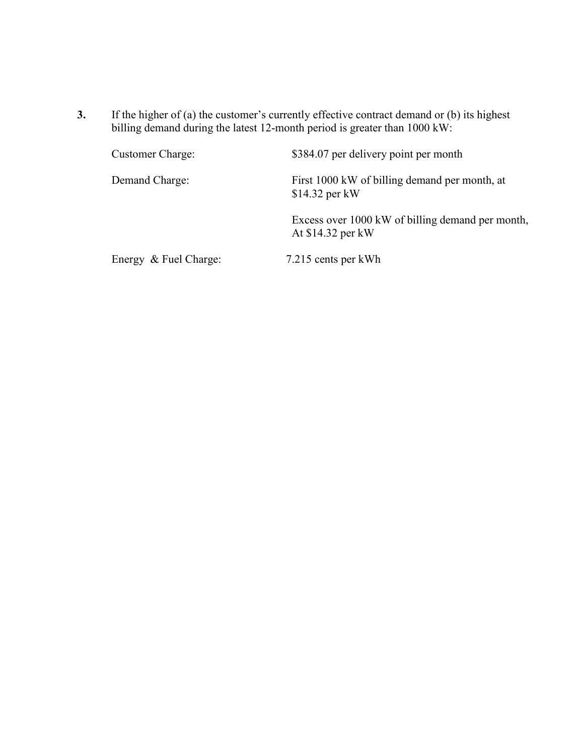**3.** If the higher of (a) the customer's currently effective contract demand or (b) its highest billing demand during the latest 12-month period is greater than 1000 kW:

| | |
|---|---|
| Customer Charge: | $384.07 per delivery point per month |
| Demand Charge: | First 1000 kW of billing demand per month, at $14.32 per kW |
| | Excess over 1000 kW of billing demand per month, At $14.32 per kW |
| Energy & Fuel Charge: | 7.215 cents per kWh |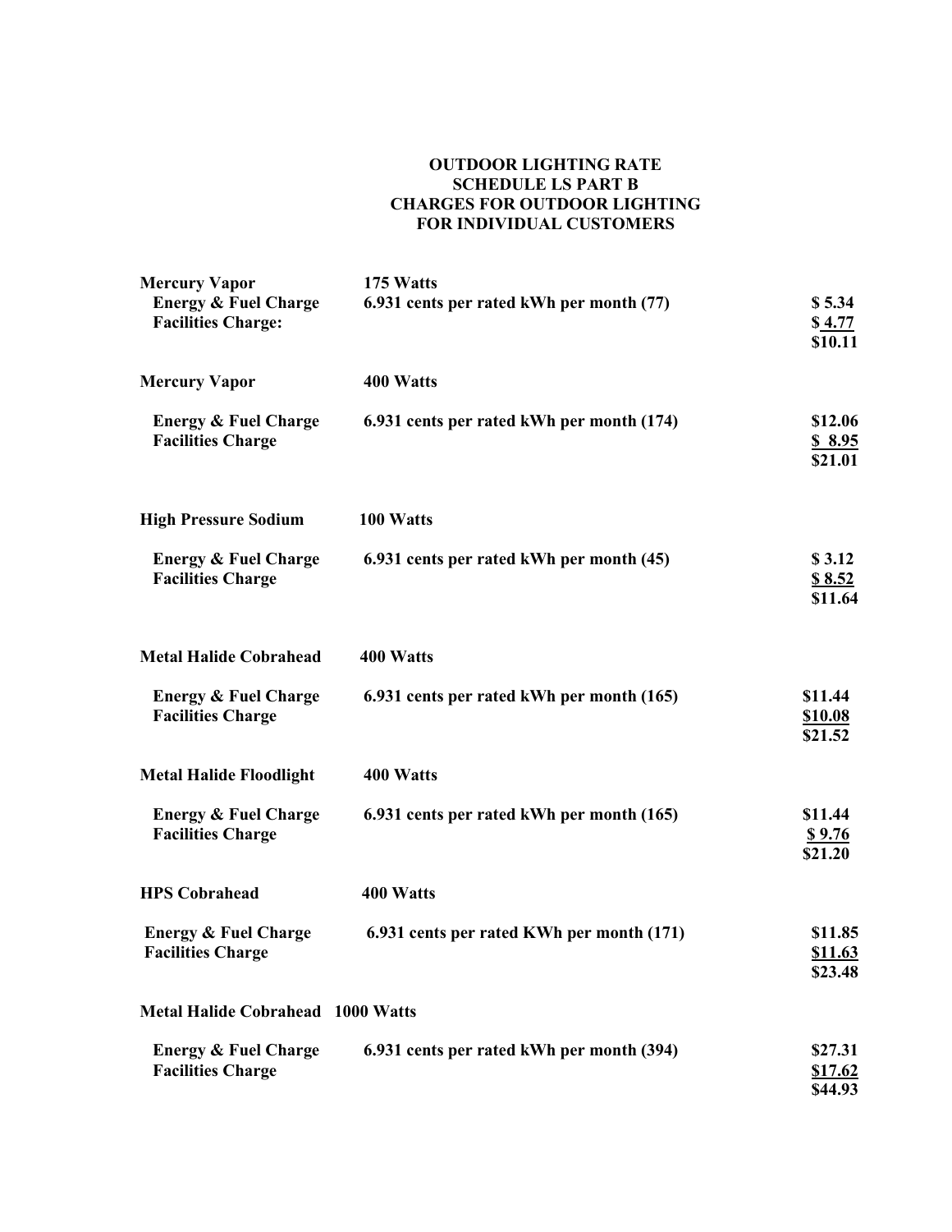# OUTDOOR LIGHTING RATE
## SCHEDULE LS PART B
## CHARGES FOR OUTDOOR LIGHTING FOR INDIVIDUAL CUSTOMERS

| | | |
|---|---|---|
| **Mercury Vapor** | **175 Watts** | |
| **Energy & Fuel Charge** | **6.931 cents per rated kWh per month (77)** | **$ 5.34** |
| **Facilities Charge:** | | **$ 4.77** |
| | | **$10.11** |
| **Mercury Vapor** | **400 Watts** | |
| **Energy & Fuel Charge** | **6.931 cents per rated kWh per month (174)** | **$12.06** |
| **Facilities Charge** | | **$ 8.95** |
| | | **$21.01** |
| **High Pressure Sodium** | **100 Watts** | |
| **Energy & Fuel Charge** | **6.931 cents per rated kWh per month (45)** | **$ 3.12** |
| **Facilities Charge** | | **$ 8.52** |
| | | **$11.64** |
| **Metal Halide Cobrahead** | **400 Watts** | |
| **Energy & Fuel Charge** | **6.931 cents per rated kWh per month (165)** | **$11.44** |
| **Facilities Charge** | | **$10.08** |
| | | **$21.52** |
| **Metal Halide Floodlight** | **400 Watts** | |
| **Energy & Fuel Charge** | **6.931 cents per rated kWh per month (165)** | **$11.44** |
| **Facilities Charge** | | **$ 9.76** |
| | | **$21.20** |
| **HPS Cobrahead** | **400 Watts** | |
| **Energy & Fuel Charge** | **6.931 cents per rated KWh per month (171)** | **$11.85** |
| **Facilities Charge** | | **$11.63** |
| | | **$23.48** |
| **Metal Halide Cobrahead** | **1000 Watts** | |
| **Energy & Fuel Charge** | **6.931 cents per rated kWh per month (394)** | **$27.31** |
| **Facilities Charge** | | **$17.62** |
| | | **$44.93** |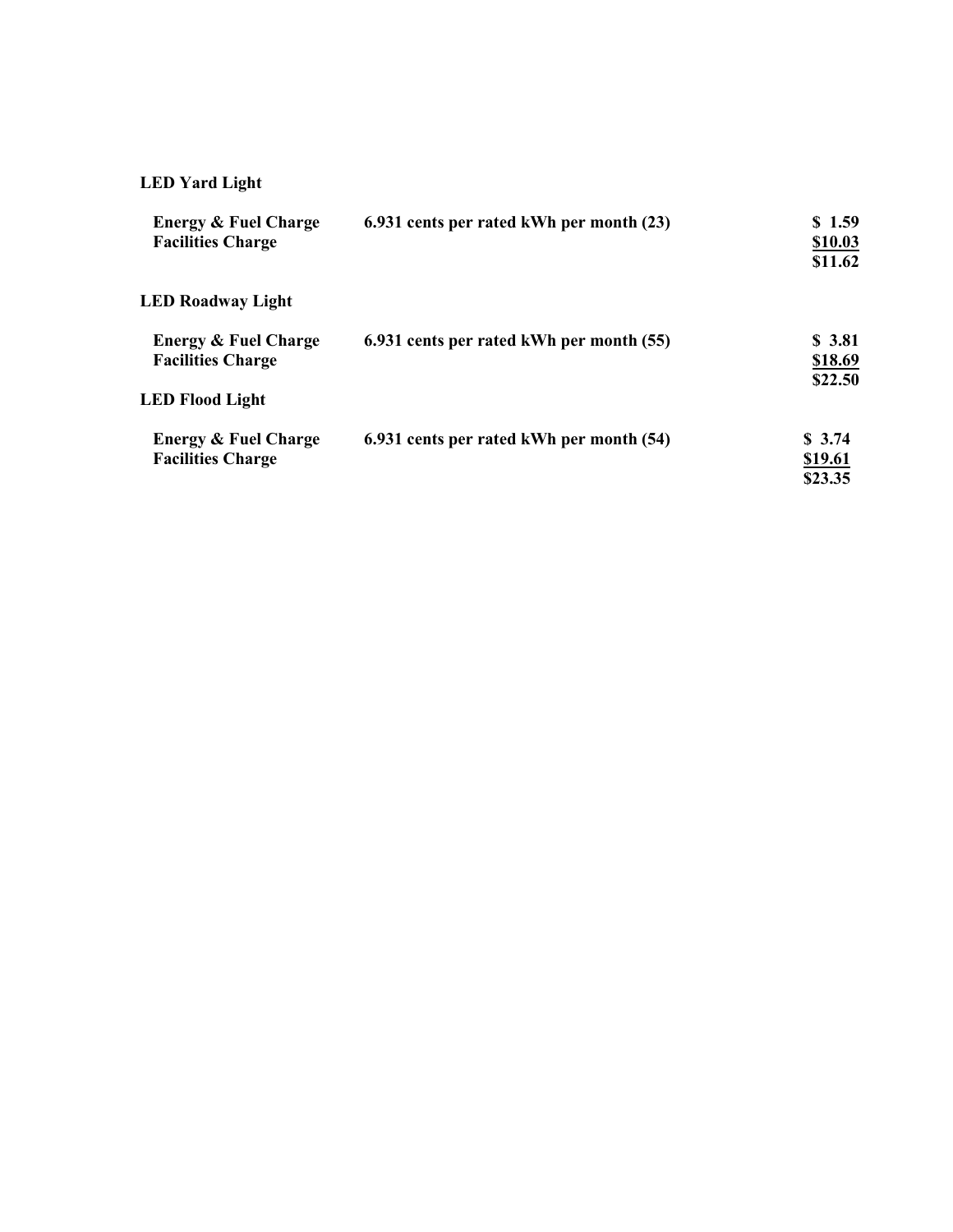**LED Yard Light**

| | | |
|---|---|---|
| **Energy & Fuel Charge** | **6.931 cents per rated kWh per month (23)** | **$ 1.59** |
| **Facilities Charge** | | **$10.03** |
| | | **$11.62** |

**LED Roadway Light**

| | | |
|---|---|---|
| **Energy & Fuel Charge** | **6.931 cents per rated kWh per month (55)** | **$ 3.81** |
| **Facilities Charge** | | **$18.69** |
| | | **$22.50** |

**LED Flood Light**

| | | |
|---|---|---|
| **Energy & Fuel Charge** | **6.931 cents per rated kWh per month (54)** | **$ 3.74** |
| **Facilities Charge** | | **$19.61** |
| | | **$23.35** |